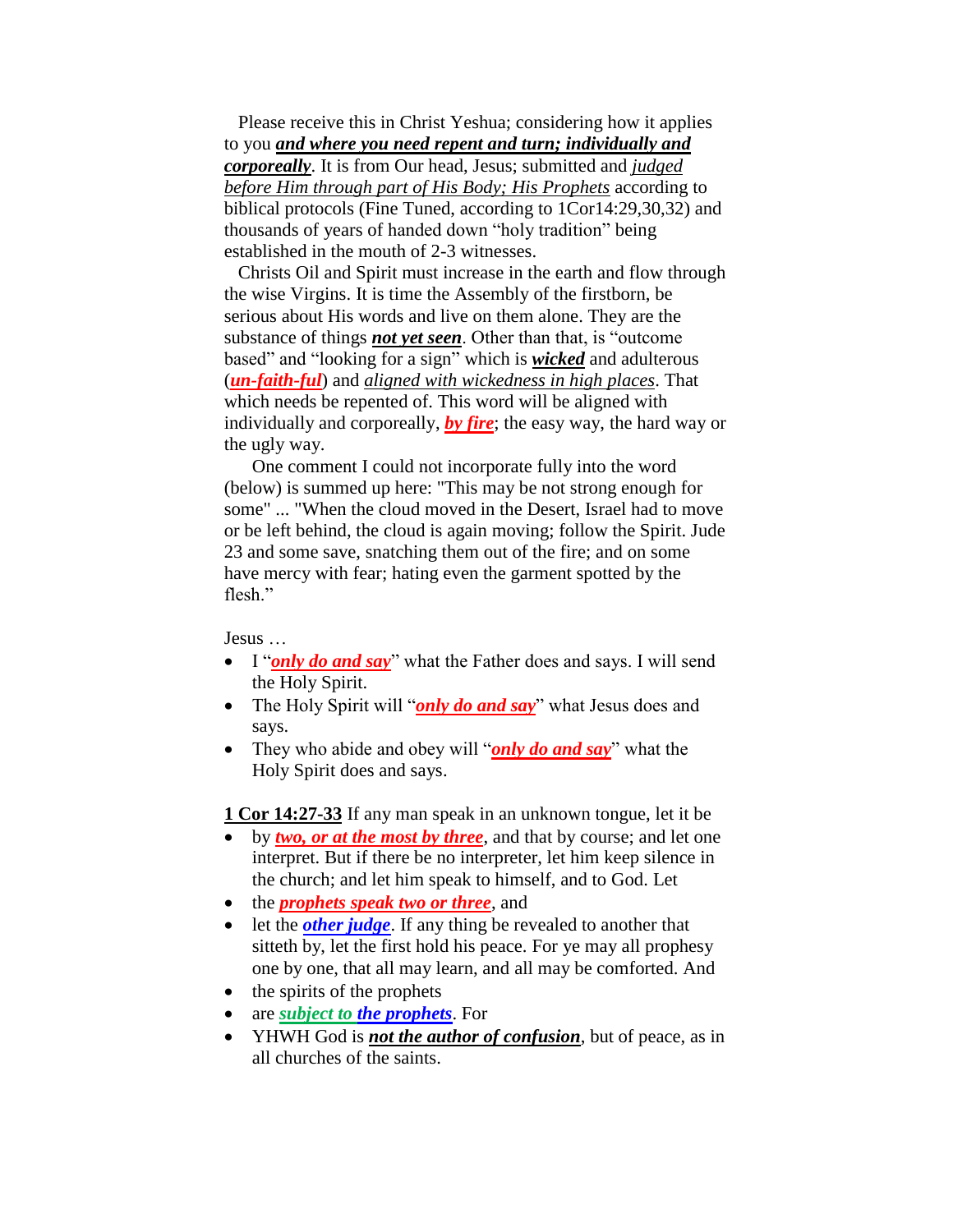Please receive this in Christ Yeshua; considering how it applies to you ***and where you need repent and turn; individually and corporeally***. It is from Our head, Jesus; submitted and *judged before Him through part of His Body; His Prophets* according to biblical protocols (Fine Tuned, according to 1Cor14:29,30,32) and thousands of years of handed down "holy tradition" being established in the mouth of 2-3 witnesses.

Christs Oil and Spirit must increase in the earth and flow through the wise Virgins. It is time the Assembly of the firstborn, be serious about His words and live on them alone. They are the substance of things ***not yet seen***. Other than that, is "outcome based" and "looking for a sign" which is ***wicked*** and adulterous (***un-faith-ful***) and *aligned with wickedness in high places*. That which needs be repented of. This word will be aligned with individually and corporeally, ***by fire***; the easy way, the hard way or the ugly way.

One comment I could not incorporate fully into the word (below) is summed up here: "This may be not strong enough for some" ... "When the cloud moved in the Desert, Israel had to move or be left behind, the cloud is again moving; follow the Spirit. Jude 23 and some save, snatching them out of the fire; and on some have mercy with fear; hating even the garment spotted by the flesh."

Jesus …

- I "***only do and say***" what the Father does and says. I will send the Holy Spirit.
- The Holy Spirit will "***only do and say***" what Jesus does and says.
- They who abide and obey will "***only do and say***" what the Holy Spirit does and says.

**1 Cor 14:27-33** If any man speak in an unknown tongue, let it be

- by ***two, or at the most by three***, and that by course; and let one interpret. But if there be no interpreter, let him keep silence in the church; and let him speak to himself, and to God. Let
- the ***prophets speak two or three***, and
- let the ***other judge***. If any thing be revealed to another that sitteth by, let the first hold his peace. For ye may all prophesy one by one, that all may learn, and all may be comforted. And
- the spirits of the prophets
- are ***subject to the prophets***. For
- YHWH God is ***not the author of confusion***, but of peace, as in all churches of the saints.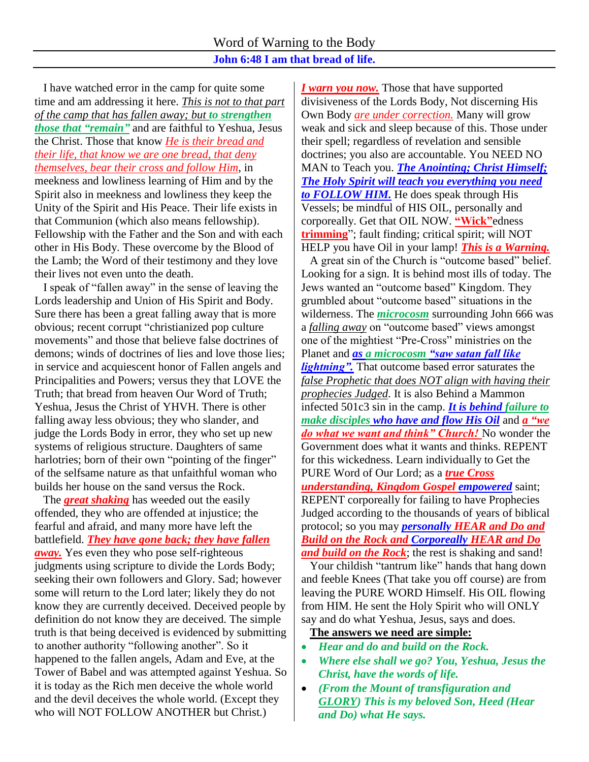# Word of Warning to the Body

**John 6:48 I am that bread of life.**

I have watched error in the camp for quite some time and am addressing it here. *This is not to that part of the camp that has fallen away; but* ***to strengthen those that "remain"*** and are faithful to Yeshua, Jesus the Christ. Those that know *He is their bread and their life, that know we are one bread, that deny themselves, bear their cross and follow Him*, in meekness and lowliness learning of Him and by the Spirit also in meekness and lowliness they keep the Unity of the Spirit and His Peace. Their life exists in that Communion (which also means fellowship). Fellowship with the Father and the Son and with each other in His Body. These overcome by the Blood of the Lamb; the Word of their testimony and they love their lives not even unto the death.

I speak of "fallen away" in the sense of leaving the Lords leadership and Union of His Spirit and Body. Sure there has been a great falling away that is more obvious; recent corrupt "christianized pop culture movements" and those that believe false doctrines of demons; winds of doctrines of lies and love those lies; in service and acquiescent honor of Fallen angels and Principalities and Powers; versus they that LOVE the Truth; that bread from heaven Our Word of Truth; Yeshua, Jesus the Christ of YHVH. There is other falling away less obvious; they who slander, and judge the Lords Body in error, they who set up new systems of religious structure. Daughters of same harlotries; born of their own "pointing of the finger" of the selfsame nature as that unfaithful woman who builds her house on the sand versus the Rock.

The ***great shaking*** has weeded out the easily offended, they who are offended at injustice; the fearful and afraid, and many more have left the battlefield. ***They have gone back; they have fallen away.*** Yes even they who pose self-righteous judgments using scripture to divide the Lords Body; seeking their own followers and Glory. Sad; however some will return to the Lord later; likely they do not know they are currently deceived. Deceived people by definition do not know they are deceived. The simple truth is that being deceived is evidenced by submitting to another authority "following another". So it happened to the fallen angels, Adam and Eve, at the Tower of Babel and was attempted against Yeshua. So it is today as the Rich men deceive the whole world and the devil deceives the whole world. (Except they who will NOT FOLLOW ANOTHER but Christ.)

*I warn you now.* Those that support­ed divisiveness of the Lords Body, Not discerning His Own Body *are under correction.* Many will grow weak and sick and sleep because of this. Those under their spell; regardless of revelation and sensible doctrines; you also are accountable. You NEED NO MAN to Teach you. ***The Anointing; Christ Himself; The Holy Spirit will teach you everything you need to FOLLOW HIM.*** He does speak through His Vessels; be mindful of HIS OIL, personally and corporeally. Get that OIL NOW. **"Wick"**edness **trimming**"; fault finding; critical spirit; will NOT HELP you have Oil in your lamp! ***This is a Warning.***

A great sin of the Church is "outcome based" belief. Looking for a sign. It is behind most ills of today. The Jews wanted an "outcome based" Kingdom. They grumbled about "outcome based" situations in the wilderness. The ***microcosm*** surrounding John 666 was a *falling away* on "outcome based" views amongst one of the mightiest "Pre-Cross" ministries on the Planet and ***as a microcosm "saw satan fall like lightning".*** That outcome based error saturates the *false Prophetic that does NOT align with having their prophecies Judged*. It is also Behind a Mammon infected 501c3 sin in the camp. ***It is behind failure to make disciples who have and flow His Oil*** and ***a "we do what we want and think" Church!*** No wonder the Government does what it wants and thinks. REPENT for this wickedness. Learn individually to Get the PURE Word of Our Lord; as a ***true Cross understanding, Kingdom Gospel empowered*** saint; REPENT corporeally for failing to have Prophecies Judged according to the thousands of years of biblical protocol; so you may ***personally HEAR and Do and Build on the Rock and Corporeally HEAR and Do and build on the Rock***; the rest is shaking and sand!

Your childish "tantrum like" hands that hang down and feeble Knees (That take you off course) are from leaving the PURE WORD Himself. His OIL flowing from HIM. He sent the Holy Spirit who will ONLY say and do what Yeshua, Jesus, says and does.

**The answers we need are simple:**

- ***Hear and do and build on the Rock.***
- ***Where else shall we go? You, Yeshua, Jesus the Christ, have the words of life.***
- ***(From the Mount of transfiguration and GLORY) This is my beloved Son, Heed (Hear and Do) what He says.***